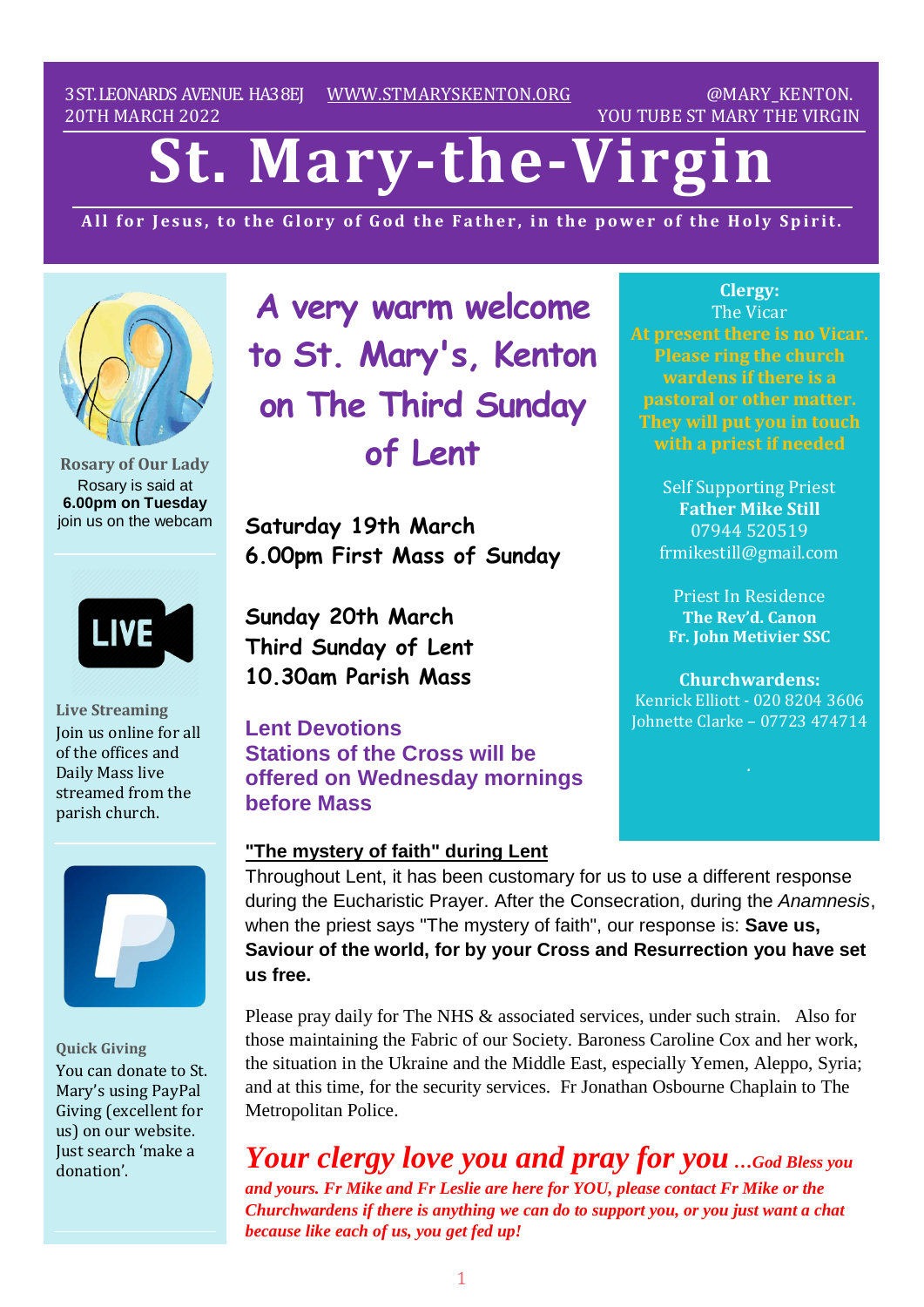3 ST. LEONARDS AVENUE. HA3 8EJ  WWW.STMARYSKENTON.ORG  @MARY_KENTON.
20TH MARCH 2022  YOU TUBE ST MARY THE VIRGIN

# St. Mary-the-Virgin

**All for Jesus, to the Glory of God the Father, in the power of the Holy Spirit.**

## A very warm welcome to St. Mary's, Kenton on The Third Sunday of Lent

**Saturday 19th March**
**6.00pm First Mass of Sunday**

**Sunday 20th March**
**Third Sunday of Lent**
**10.30am Parish Mass**

**Lent Devotions**
**Stations of the Cross will be offered on Wednesday mornings before Mass**

**"The mystery of faith" during Lent**

Throughout Lent, it has been customary for us to use a different response during the Eucharistic Prayer. After the Consecration, during the *Anamnesis*, when the priest says "The mystery of faith", our response is: **Save us, Saviour of the world, for by your Cross and Resurrection you have set us free.**

Please pray daily for The NHS & associated services, under such strain. Also for those maintaining the Fabric of our Society. Baroness Caroline Cox and her work, the situation in the Ukraine and the Middle East, especially Yemen, Aleppo, Syria; and at this time, for the security services. Fr Jonathan Osbourne Chaplain to The Metropolitan Police.

***Your clergy love you and pray for you …God Bless you and yours. Fr Mike and Fr Leslie are here for YOU, please contact Fr Mike or the Churchwardens if there is anything we can do to support you, or you just want a chat because like each of us, you get fed up!***

---

**Rosary of Our Lady**
Rosary is said at
**6.00pm on Tuesday**
join us on the webcam

**Live Streaming**
Join us online for all of the offices and Daily Mass live streamed from the parish church.

**Quick Giving**
You can donate to St. Mary's using PayPal Giving (excellent for us) on our website. Just search 'make a donation'.

---

**Clergy:**
The Vicar
**At present there is no Vicar. Please ring the church wardens if there is a pastoral or other matter. They will put you in touch with a priest if needed**

Self Supporting Priest
**Father Mike Still**
07944 520519
frmikestill@gmail.com

Priest In Residence
**The Rev'd. Canon**
**Fr. John Metivier SSC**

**Churchwardens:**
Kenrick Elliott - 020 8204 3606
Johnette Clarke – 07723 474714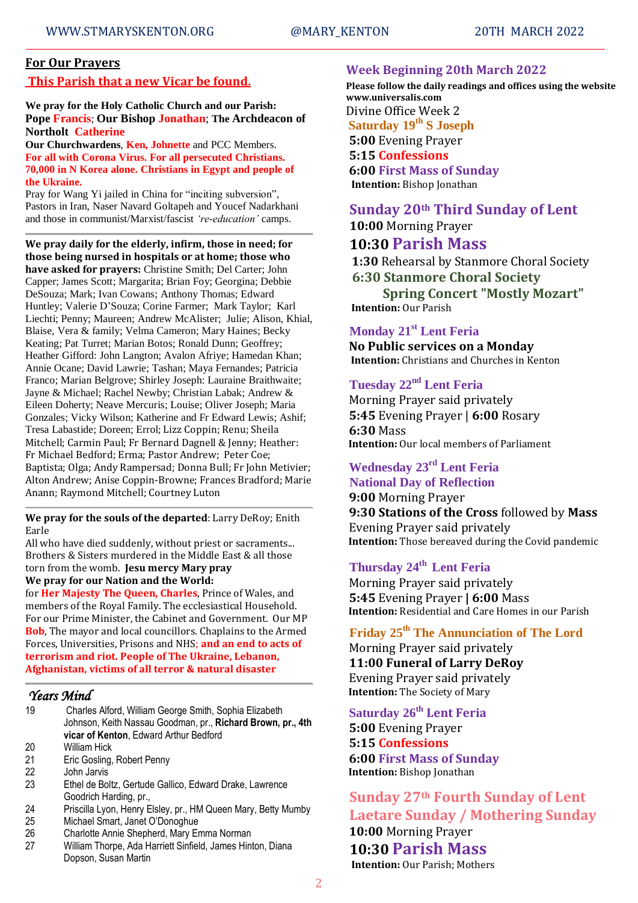## For Our Prayers

**This Parish that a new Vicar be found.**

**We pray for the Holy Catholic Church and our Parish: Pope Francis; Our Bishop Jonathan; The Archdeacon of Northolt Catherine**

**Our Churchwardens, Ken, Johnette** and PCC Members.
**For all with Corona Virus. For all persecuted Christians. 70,000 in N Korea alone. Christians in Egypt and people of the Ukraine.**

Pray for Wang Yi jailed in China for "inciting subversion", Pastors in Iran, Naser Navard Goltapeh and Youcef Nadarkhani and those in communist/Marxist/fascist *'re-education'* camps.

**We pray daily for the elderly, infirm, those in need; for those being nursed in hospitals or at home; those who have asked for prayers:** Christine Smith; Del Carter; John Capper; James Scott; Margarita; Brian Foy; Georgina; Debbie DeSouza; Mark; Ivan Cowans; Anthony Thomas; Edward Huntley; Valerie D'Souza; Corine Farmer; Mark Taylor; Karl Liechti; Penny; Maureen; Andrew McAlister; Julie; Alison, Khial, Blaise, Vera & family; Velma Cameron; Mary Haines; Becky Keating; Pat Turret; Marian Botos; Ronald Dunn; Geoffrey; Heather Gifford: John Langton; Avalon Afriye; Hamedan Khan; Annie Ocane; David Lawrie; Tashan; Maya Fernandes; Patricia Franco; Marian Belgrove; Shirley Joseph: Lauraine Braithwaite; Jayne & Michael; Rachel Newby; Christian Labak; Andrew & Eileen Doherty; Neave Mercuris; Louise; Oliver Joseph; Maria Gonzales; Vicky Wilson; Katherine and Fr Edward Lewis; Ashif; Tresa Labastide; Doreen; Errol; Lizz Coppin; Renu; Sheila Mitchell; Carmin Paul; Fr Bernard Dagnell & Jenny; Heather: Fr Michael Bedford; Erma; Pastor Andrew; Peter Coe; Baptista; Olga; Andy Rampersad; Donna Bull; Fr John Metivier; Alton Andrew; Anise Coppin-Browne; Frances Bradford; Marie Anann; Raymond Mitchell; Courtney Luton

**We pray for the souls of the departed**: Larry DeRoy; Enith Earle

All who have died suddenly, without priest or sacraments... Brothers & Sisters murdered in the Middle East & all those torn from the womb. **Jesu mercy Mary pray**

**We pray for our Nation and the World:**
for **Her Majesty The Queen, Charles**, Prince of Wales, and members of the Royal Family. The ecclesiastical Household. For our Prime Minister, the Cabinet and Government. Our MP **Bob**, The mayor and local councillors. Chaplains to the Armed Forces, Universities, Prisons and NHS; **and an end to acts of terrorism and riot. People of The Ukraine, Lebanon, Afghanistan, victims of all terror & natural disaster**

### *Years Mind*

| | |
|---|---|
| 19 | Charles Alford, William George Smith, Sophia Elizabeth Johnson, Keith Nassau Goodman, pr., **Richard Brown, pr., 4th vicar of Kenton**, Edward Arthur Bedford |
| 20 | William Hick |
| 21 | Eric Gosling, Robert Penny |
| 22 | John Jarvis |
| 23 | Ethel de Boltz, Gertude Gallico, Edward Drake, Lawrence Goodrich Harding, pr., |
| 24 | Priscilla Lyon, Henry Elsley, pr., HM Queen Mary, Betty Mumby |
| 25 | Michael Smart, Janet O'Donoghue |
| 26 | Charlotte Annie Shepherd, Mary Emma Norman |
| 27 | William Thorpe, Ada Harriett Sinfield, James Hinton, Diana Dopson, Susan Martin |

## Week Beginning 20th March 2022

**Please follow the daily readings and offices using the website www.universalis.com**

Divine Office Week 2

### Saturday 19th S Joseph

**5:00** Evening Prayer
**5:15 Confessions**
**6:00 First Mass of Sunday**
**Intention:** Bishop Jonathan

### Sunday 20th Third Sunday of Lent

**10:00** Morning Prayer
**10:30 Parish Mass**
**1:30** Rehearsal by Stanmore Choral Society
**6:30 Stanmore Choral Society Spring Concert "Mostly Mozart"**
**Intention:** Our Parish

### Monday 21st Lent Feria

**No Public services on a Monday**
**Intention:** Christians and Churches in Kenton

### Tuesday 22nd Lent Feria

Morning Prayer said privately
**5:45** Evening Prayer | **6:00** Rosary
**6:30** Mass
**Intention:** Our local members of Parliament

### Wednesday 23rd Lent Feria
### National Day of Reflection

**9:00** Morning Prayer
**9:30 Stations of the Cross** followed by **Mass**
Evening Prayer said privately
**Intention:** Those bereaved during the Covid pandemic

### Thursday 24th Lent Feria

Morning Prayer said privately
**5:45** Evening Prayer **|** **6:00** Mass
**Intention:** Residential and Care Homes in our Parish

### Friday 25th The Annunciation of The Lord

Morning Prayer said privately
**11:00 Funeral of Larry DeRoy**
Evening Prayer said privately
**Intention:** The Society of Mary

### Saturday 26th Lent Feria

**5:00** Evening Prayer
**5:15 Confessions**
**6:00 First Mass of Sunday**
**Intention:** Bishop Jonathan

### Sunday 27th Fourth Sunday of Lent
### Laetare Sunday / Mothering Sunday

**10:00** Morning Prayer
**10:30 Parish Mass**
**Intention:** Our Parish; Mothers